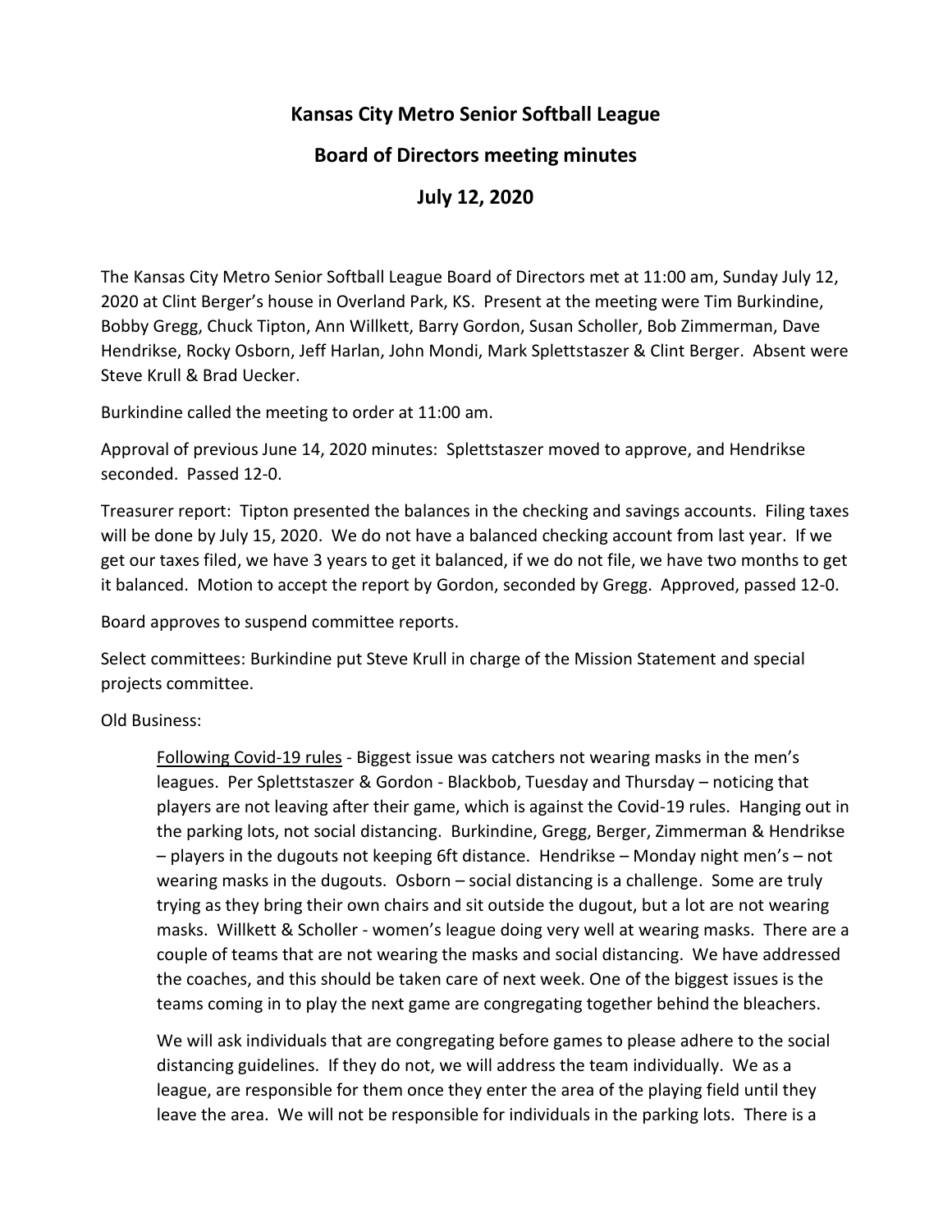# Kansas City Metro Senior Softball League

## Board of Directors meeting minutes

## July 12, 2020

The Kansas City Metro Senior Softball League Board of Directors met at 11:00 am, Sunday July 12, 2020 at Clint Berger's house in Overland Park, KS. Present at the meeting were Tim Burkindine, Bobby Gregg, Chuck Tipton, Ann Willkett, Barry Gordon, Susan Scholler, Bob Zimmerman, Dave Hendrikse, Rocky Osborn, Jeff Harlan, John Mondi, Mark Splettstaszer & Clint Berger. Absent were Steve Krull & Brad Uecker.

Burkindine called the meeting to order at 11:00 am.

Approval of previous June 14, 2020 minutes: Splettstaszer moved to approve, and Hendrikse seconded. Passed 12-0.

Treasurer report: Tipton presented the balances in the checking and savings accounts. Filing taxes will be done by July 15, 2020. We do not have a balanced checking account from last year. If we get our taxes filed, we have 3 years to get it balanced, if we do not file, we have two months to get it balanced. Motion to accept the report by Gordon, seconded by Gregg. Approved, passed 12-0.

Board approves to suspend committee reports.

Select committees: Burkindine put Steve Krull in charge of the Mission Statement and special projects committee.

Old Business:

> <u>Following Covid-19 rules</u> - Biggest issue was catchers not wearing masks in the men's leagues. Per Splettstaszer & Gordon - Blackbob, Tuesday and Thursday – noticing that players are not leaving after their game, which is against the Covid-19 rules. Hanging out in the parking lots, not social distancing. Burkindine, Gregg, Berger, Zimmerman & Hendrikse – players in the dugouts not keeping 6ft distance. Hendrikse – Monday night men's – not wearing masks in the dugouts. Osborn – social distancing is a challenge. Some are truly trying as they bring their own chairs and sit outside the dugout, but a lot are not wearing masks. Willkett & Scholler - women's league doing very well at wearing masks. There are a couple of teams that are not wearing the masks and social distancing. We have addressed the coaches, and this should be taken care of next week. One of the biggest issues is the teams coming in to play the next game are congregating together behind the bleachers.
>
> We will ask individuals that are congregating before games to please adhere to the social distancing guidelines. If they do not, we will address the team individually. We as a league, are responsible for them once they enter the area of the playing field until they leave the area. We will not be responsible for individuals in the parking lots. There is a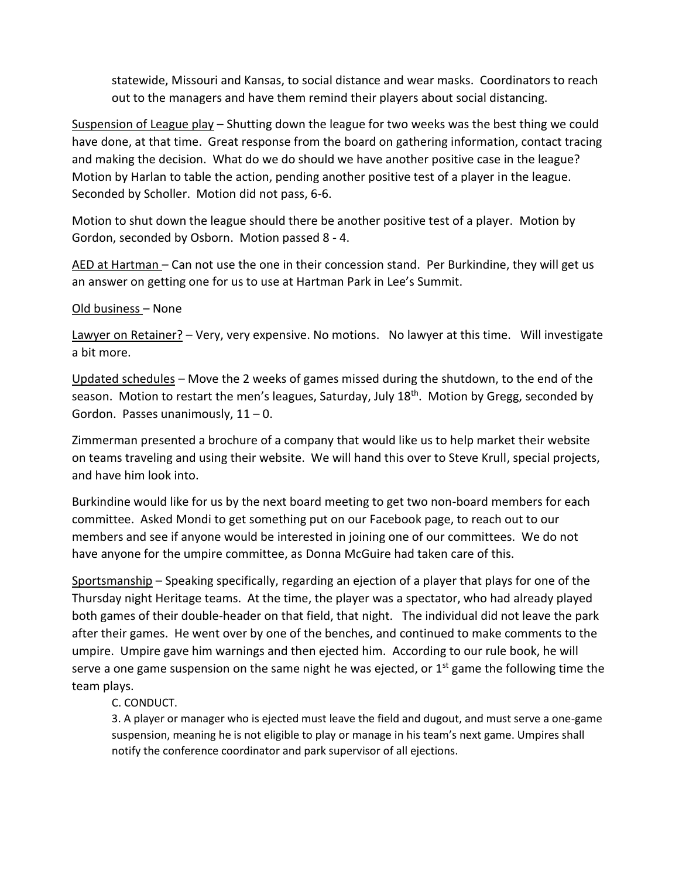statewide, Missouri and Kansas, to social distance and wear masks. Coordinators to reach out to the managers and have them remind their players about social distancing.

<u>Suspension of League play</u> – Shutting down the league for two weeks was the best thing we could have done, at that time. Great response from the board on gathering information, contact tracing and making the decision. What do we do should we have another positive case in the league? Motion by Harlan to table the action, pending another positive test of a player in the league. Seconded by Scholler. Motion did not pass, 6-6.

Motion to shut down the league should there be another positive test of a player. Motion by Gordon, seconded by Osborn. Motion passed 8 - 4.

<u>AED at Hartman</u> – Can not use the one in their concession stand. Per Burkindine, they will get us an answer on getting one for us to use at Hartman Park in Lee's Summit.

<u>Old business</u> – None

<u>Lawyer on Retainer?</u> – Very, very expensive. No motions. No lawyer at this time. Will investigate a bit more.

<u>Updated schedules</u> – Move the 2 weeks of games missed during the shutdown, to the end of the season. Motion to restart the men's leagues, Saturday, July 18th. Motion by Gregg, seconded by Gordon. Passes unanimously, 11 – 0.

Zimmerman presented a brochure of a company that would like us to help market their website on teams traveling and using their website. We will hand this over to Steve Krull, special projects, and have him look into.

Burkindine would like for us by the next board meeting to get two non-board members for each committee. Asked Mondi to get something put on our Facebook page, to reach out to our members and see if anyone would be interested in joining one of our committees. We do not have anyone for the umpire committee, as Donna McGuire had taken care of this.

<u>Sportsmanship</u> – Speaking specifically, regarding an ejection of a player that plays for one of the Thursday night Heritage teams. At the time, the player was a spectator, who had already played both games of their double-header on that field, that night. The individual did not leave the park after their games. He went over by one of the benches, and continued to make comments to the umpire. Umpire gave him warnings and then ejected him. According to our rule book, he will serve a one game suspension on the same night he was ejected, or 1st game the following time the team plays.

> C. CONDUCT.
>
> 3. A player or manager who is ejected must leave the field and dugout, and must serve a one-game suspension, meaning he is not eligible to play or manage in his team's next game. Umpires shall notify the conference coordinator and park supervisor of all ejections.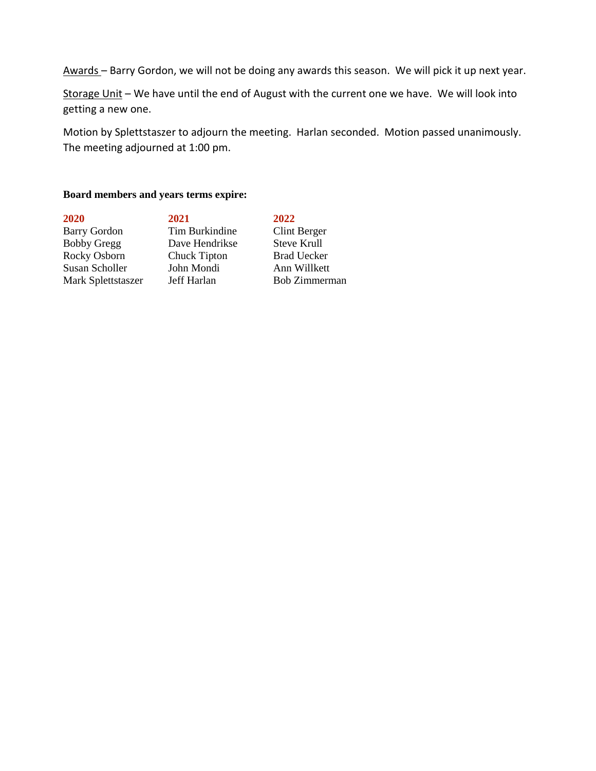Awards – Barry Gordon, we will not be doing any awards this season.  We will pick it up next year.

Storage Unit – We have until the end of August with the current one we have.  We will look into getting a new one.

Motion by Splettstaszer to adjourn the meeting.  Harlan seconded.  Motion passed unanimously.  The meeting adjourned at 1:00 pm.

**Board members and years terms expire:**

| 2020 | 2021 | 2022 |
|---|---|---|
| Barry Gordon | Tim Burkindine | Clint Berger |
| Bobby Gregg | Dave Hendrikse | Steve Krull |
| Rocky Osborn | Chuck Tipton | Brad Uecker |
| Susan Scholler | John Mondi | Ann Willkett |
| Mark Splettstaszer | Jeff Harlan | Bob Zimmerman |